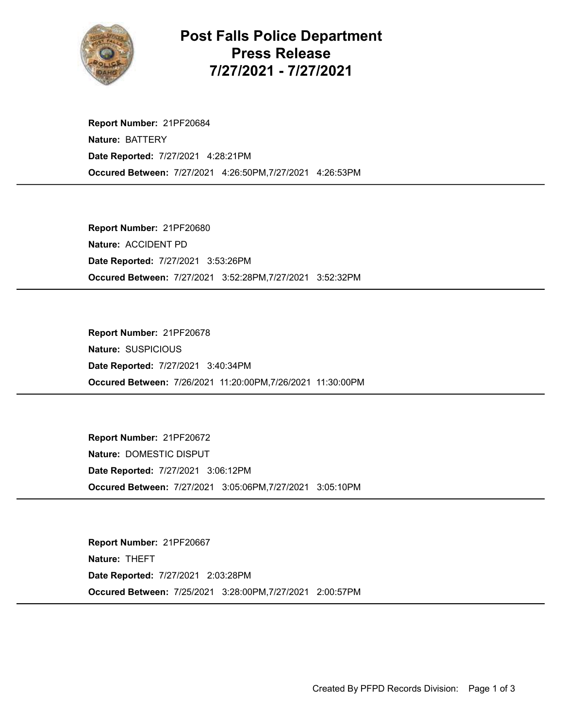# Post Falls Police Department
## Press Release
## 7/27/2021 - 7/27/2021

**Report Number:** 21PF20684
**Nature:** BATTERY
**Date Reported:** 7/27/2021 4:28:21PM
**Occured Between:** 7/27/2021 4:26:50PM,7/27/2021 4:26:53PM

---

**Report Number:** 21PF20680
**Nature:** ACCIDENT PD
**Date Reported:** 7/27/2021 3:53:26PM
**Occured Between:** 7/27/2021 3:52:28PM,7/27/2021 3:52:32PM

---

**Report Number:** 21PF20678
**Nature:** SUSPICIOUS
**Date Reported:** 7/27/2021 3:40:34PM
**Occured Between:** 7/26/2021 11:20:00PM,7/26/2021 11:30:00PM

---

**Report Number:** 21PF20672
**Nature:** DOMESTIC DISPUT
**Date Reported:** 7/27/2021 3:06:12PM
**Occured Between:** 7/27/2021 3:05:06PM,7/27/2021 3:05:10PM

---

**Report Number:** 21PF20667
**Nature:** THEFT
**Date Reported:** 7/27/2021 2:03:28PM
**Occured Between:** 7/25/2021 3:28:00PM,7/27/2021 2:00:57PM

---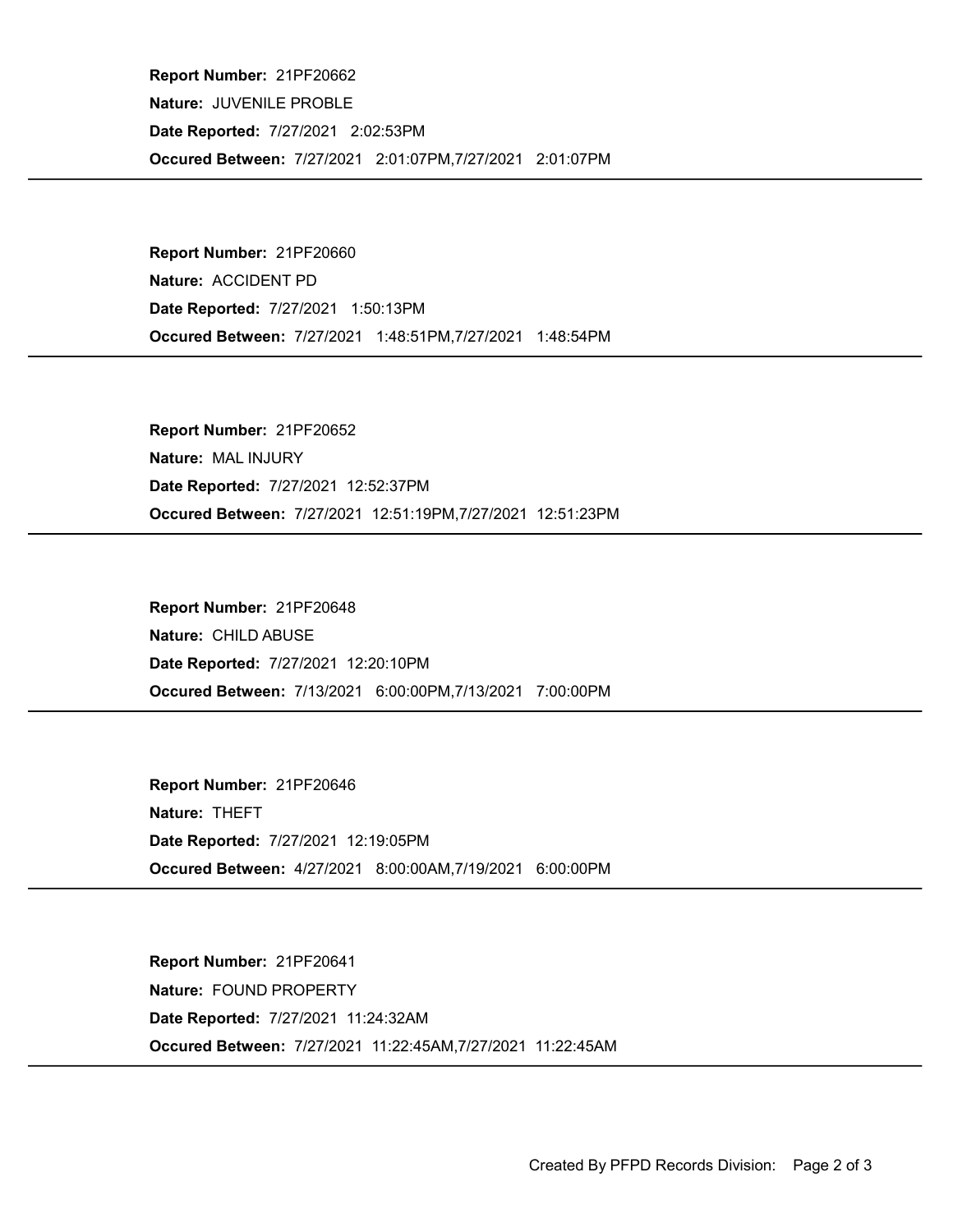**Report Number:** 21PF20662
**Nature:** JUVENILE PROBLE
**Date Reported:** 7/27/2021 2:02:53PM
**Occured Between:** 7/27/2021 2:01:07PM,7/27/2021 2:01:07PM

---

**Report Number:** 21PF20660
**Nature:** ACCIDENT PD
**Date Reported:** 7/27/2021 1:50:13PM
**Occured Between:** 7/27/2021 1:48:51PM,7/27/2021 1:48:54PM

---

**Report Number:** 21PF20652
**Nature:** MAL INJURY
**Date Reported:** 7/27/2021 12:52:37PM
**Occured Between:** 7/27/2021 12:51:19PM,7/27/2021 12:51:23PM

---

**Report Number:** 21PF20648
**Nature:** CHILD ABUSE
**Date Reported:** 7/27/2021 12:20:10PM
**Occured Between:** 7/13/2021 6:00:00PM,7/13/2021 7:00:00PM

---

**Report Number:** 21PF20646
**Nature:** THEFT
**Date Reported:** 7/27/2021 12:19:05PM
**Occured Between:** 4/27/2021 8:00:00AM,7/19/2021 6:00:00PM

---

**Report Number:** 21PF20641
**Nature:** FOUND PROPERTY
**Date Reported:** 7/27/2021 11:24:32AM
**Occured Between:** 7/27/2021 11:22:45AM,7/27/2021 11:22:45AM

---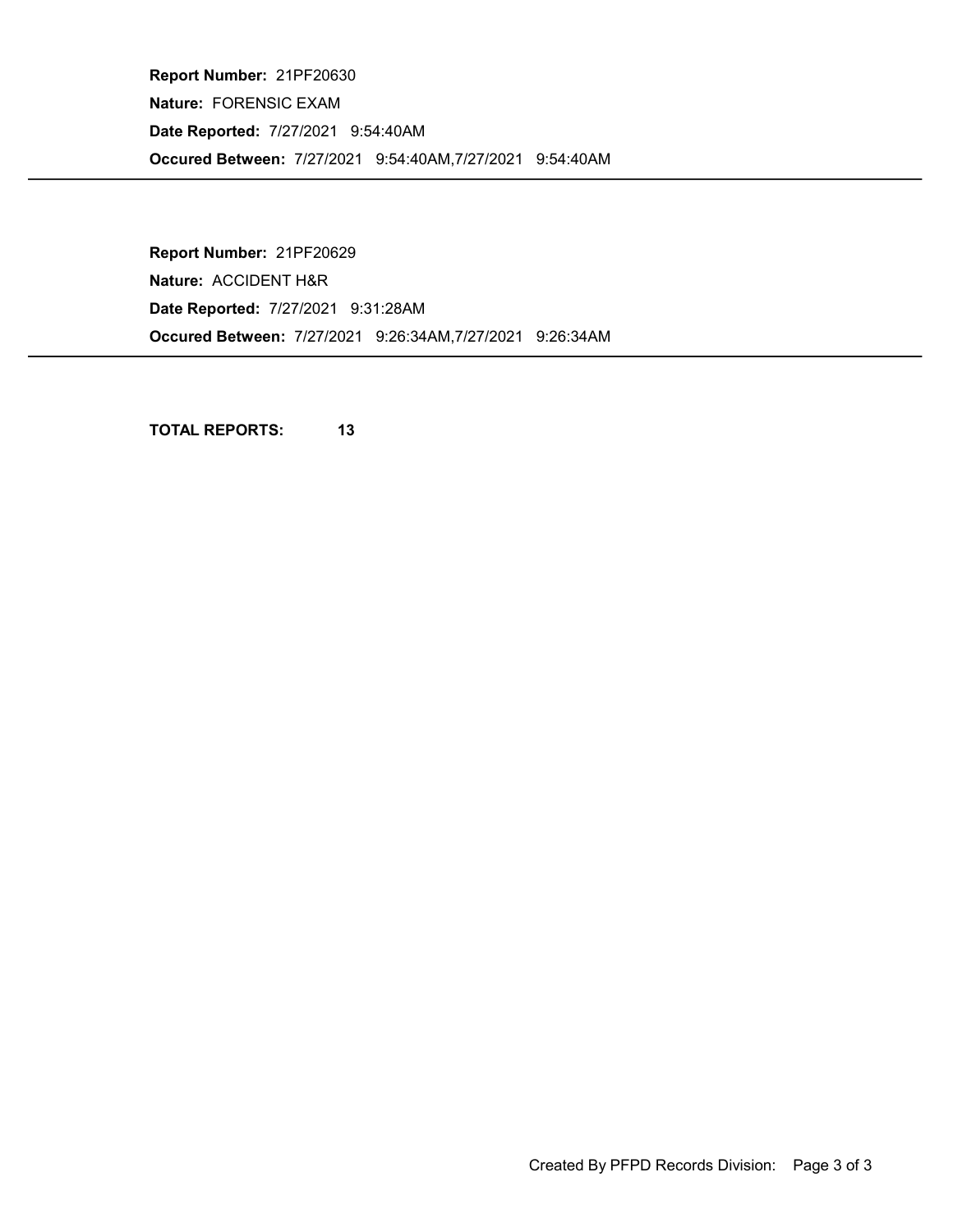**Report Number:** 21PF20630

**Nature:** FORENSIC EXAM

**Date Reported:** 7/27/2021 9:54:40AM

**Occured Between:** 7/27/2021 9:54:40AM,7/27/2021 9:54:40AM

---

**Report Number:** 21PF20629

**Nature:** ACCIDENT H&R

**Date Reported:** 7/27/2021 9:31:28AM

**Occured Between:** 7/27/2021 9:26:34AM,7/27/2021 9:26:34AM

---

**TOTAL REPORTS: 13**

Created By PFPD Records Division: